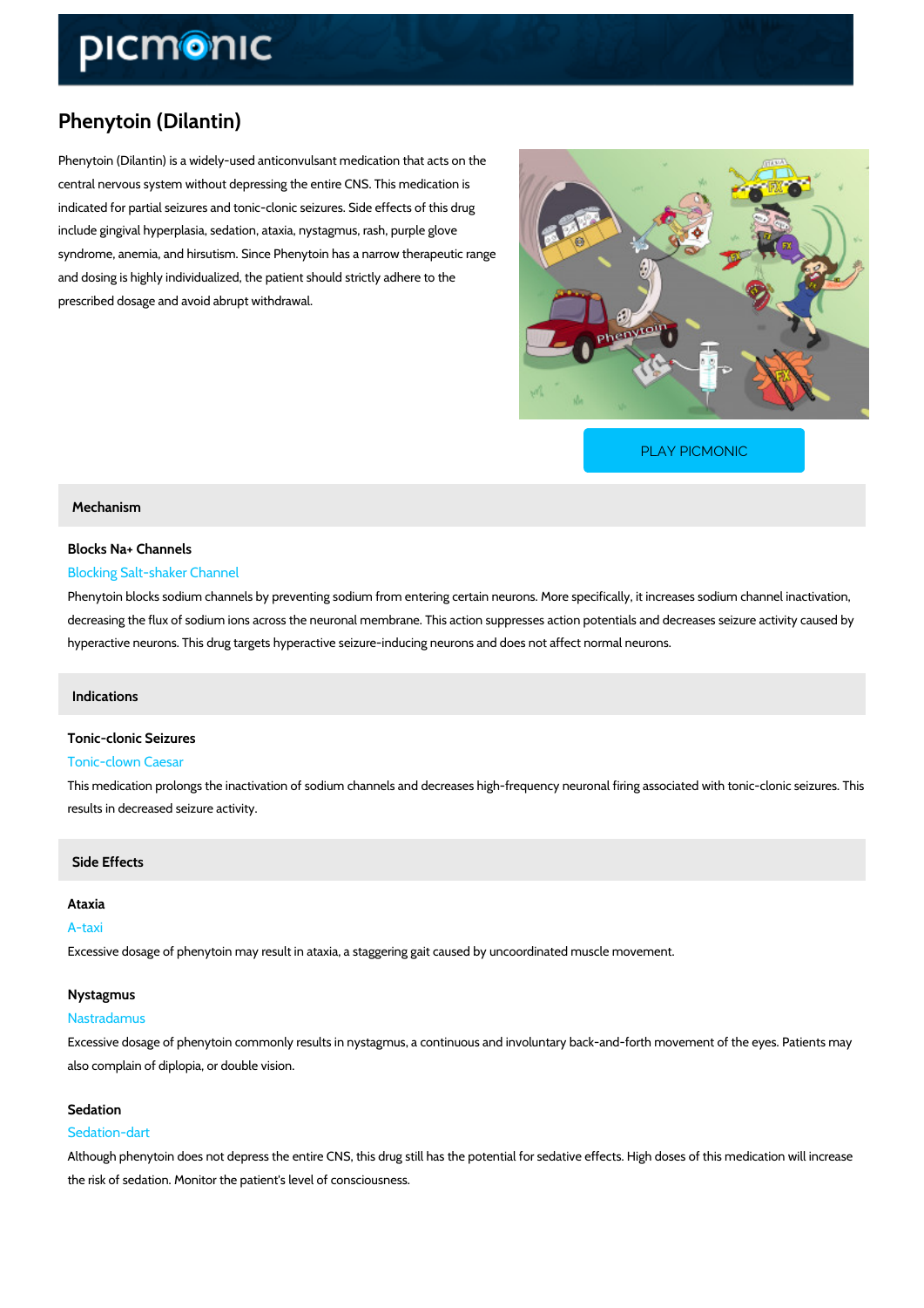# Phenytoin (Dilantin)

Phenytoin (Dilantin) is a widely-used anticonvulsant medication that acts on the central nervous system without depressing the entire CNS. This medication is indicated for partial seizures and tonic-clonic seizures. Side effects of this drug include gingival hyperplasia, sedation, ataxia, nystagmus, rash, purple glove syndrome, anemia, and hirsutism. Since Phenytoin has a narrow therapeutic range and dosing is highly individualized, the patient should strictly adhere to the prescribed dosage and avoid abrupt withdrawal.

PLAY PICMONIC

## Mechanism

### Blocks Na+ Channels

Blocking Salt-shaker Channel

Phenytoin blocks sodium channels by preventing sodium from entering certain neurons. More specifically, it increases sodium channel inactivation, decreasing the flux of sodium ions across the neuronal membrane. This action suppresses action potentials and decreases seizure activity caused by hyperactive neurons. This drug targets hyperactive seizure-inducing neurons and does not affect normal neurons.

## Indications

### Tonic-clonic Seizures

Tonic-clown Caesar

This medication prolongs the inactivation of sodium channels and decreases high-frequency neuronal firing associated with tonic-clonic seizures. This results in decreased seizure activity.

## Side Effects

### Ataxia

A-taxi

Excessive dosage of phenytoin may result in ataxia, a staggering gait caused by uncoordinated muscle movement.

### Nystagmus

Nastradamus

Excessive dosage of phenytoin commonly results in nystagmus, a continuous and involuntary back-and-forth movement of the eyes. Patients may also complain of diplopia, or double vision.

### Sedation

Sedation-dart

Although phenytoin does not depress the entire CNS, this drug still has the potential for sedative effects. High doses of this medication will increase the risk of sedation. Monitor the patient's level of consciousness.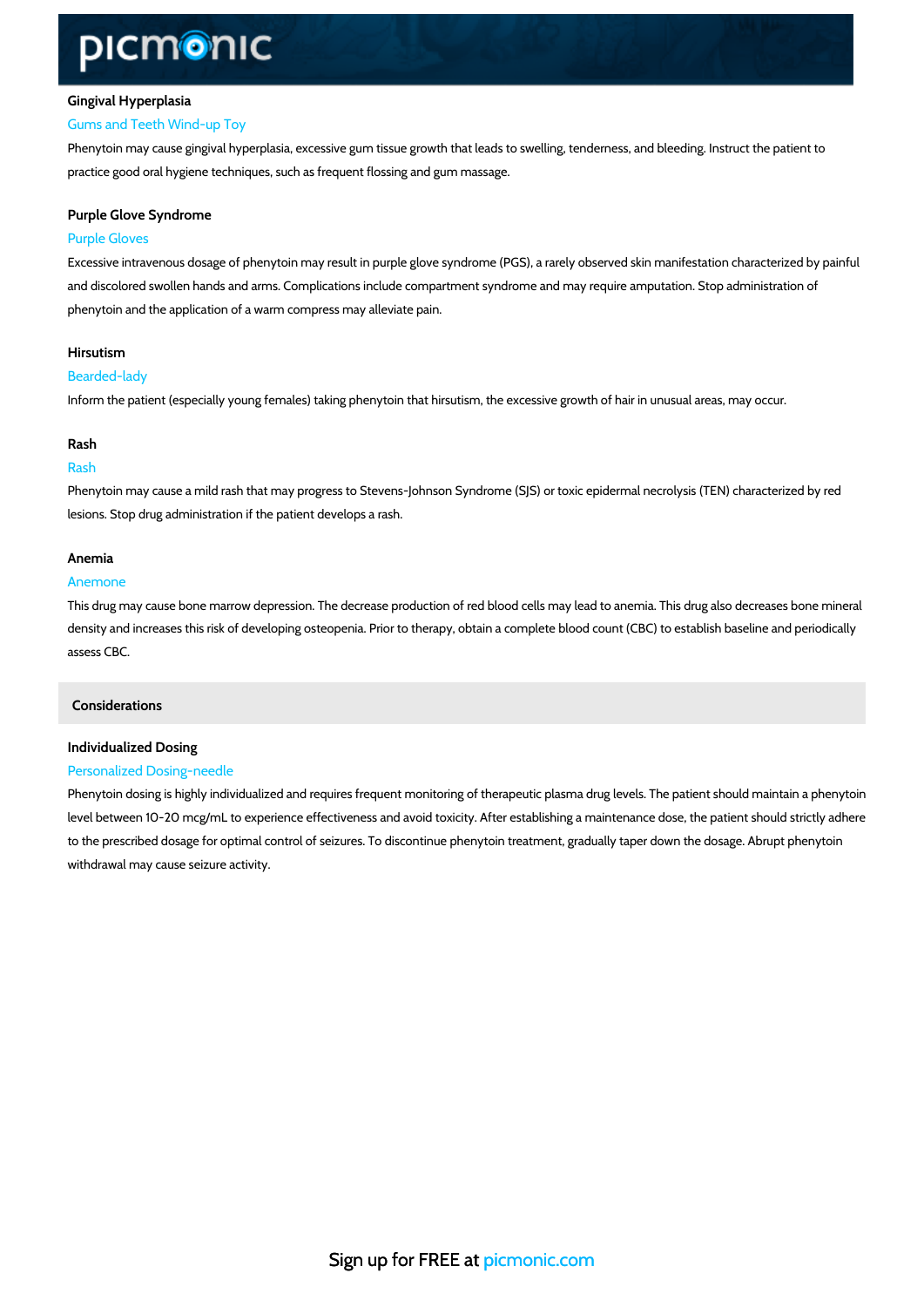### Gingival Hyperplasia

Gums and Teeth Wind-up Toy

Phenytoin may cause gingival hyperplasia, excessive gum tissue growth that leads to swelling, tenderness, and bleeding. Instruct the patient to practice good oral hygiene techniques, such as frequent flossing and gum massage.

### Purple Glove Syndrome

Purple Gloves

Excessive intravenous dosage of phenytoin may result in purple glove syndrome (PGS), a rarely observed skin manifestation characterized by painful and discolored swollen hands and arms. Complications include compartment syndrome and may require amputation. Stop administration of phenytoin and the application of a warm compress may alleviate pain.

### Hirsutism

Bearded-lady

Inform the patient (especially young females) taking phenytoin that hirsutism, the excessive growth of hair in unusual areas, may occur.

### Rash

Rash

Phenytoin may cause a mild rash that may progress to Stevens-Johnson Syndrome (SJS) or toxic epidermal necrolysis (TEN) characterized by red lesions. Stop drug administration if the patient develops a rash.

### Anemia

Anemone

This drug may cause bone marrow depression. The decrease production of red blood cells may lead to anemia. This drug also decreases bone mineral density and increases this risk of developing osteopenia. Prior to therapy, obtain a complete blood count (CBC) to establish baseline and periodically assess CBC.

## Considerations

### Individualized Dosing

Personalized Dosing-needle

Phenytoin dosing is highly individualized and requires frequent monitoring of therapeutic plasma drug levels. The patient should maintain a phenytoin level between 10-20 mcg/mL to experience effectiveness and avoid toxicity. After establishing a maintenance dose, the patient should strictly adhere to the prescribed dosage for optimal control of seizures. To discontinue phenytoin treatment, gradually taper down the dosage. Abrupt phenytoin withdrawal may cause seizure activity.